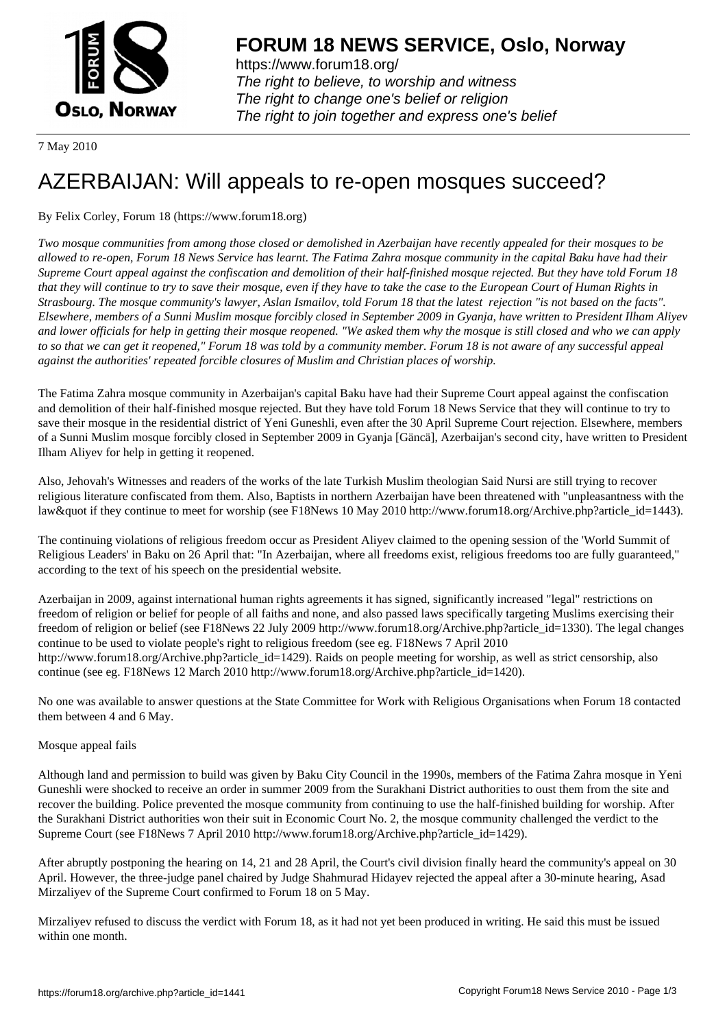# FORUM 18 NEWS SERVICE, Oslo, Norway

https://www.forum18.org/
*The right to believe, to worship and witness*
*The right to change one's belief or religion*
*The right to join together and express one's belief*

7 May 2010

# AZERBAIJAN: Will appeals to re-open mosques succeed?

By Felix Corley, Forum 18 (https://www.forum18.org)

*Two mosque communities from among those closed or demolished in Azerbaijan have recently appealed for their mosques to be allowed to re-open, Forum 18 News Service has learnt. The Fatima Zahra mosque community in the capital Baku have had their Supreme Court appeal against the confiscation and demolition of their half-finished mosque rejected. But they have told Forum 18 that they will continue to try to save their mosque, even if they have to take the case to the European Court of Human Rights in Strasbourg. The mosque community's lawyer, Aslan Ismailov, told Forum 18 that the latest rejection "is not based on the facts". Elsewhere, members of a Sunni Muslim mosque forcibly closed in September 2009 in Gyanja, have written to President Ilham Aliyev and lower officials for help in getting their mosque reopened. "We asked them why the mosque is still closed and who we can apply to so that we can get it reopened," Forum 18 was told by a community member. Forum 18 is not aware of any successful appeal against the authorities' repeated forcible closures of Muslim and Christian places of worship.*

The Fatima Zahra mosque community in Azerbaijan's capital Baku have had their Supreme Court appeal against the confiscation and demolition of their half-finished mosque rejected. But they have told Forum 18 News Service that they will continue to try to save their mosque in the residential district of Yeni Guneshli, even after the 30 April Supreme Court rejection. Elsewhere, members of a Sunni Muslim mosque forcibly closed in September 2009 in Gyanja [Gäncä], Azerbaijan's second city, have written to President Ilham Aliyev for help in getting it reopened.

Also, Jehovah's Witnesses and readers of the works of the late Turkish Muslim theologian Said Nursi are still trying to recover religious literature confiscated from them. Also, Baptists in northern Azerbaijan have been threatened with "unpleasantness with the law&quot if they continue to meet for worship (see F18News 10 May 2010 http://www.forum18.org/Archive.php?article_id=1443).

The continuing violations of religious freedom occur as President Aliyev claimed to the opening session of the 'World Summit of Religious Leaders' in Baku on 26 April that: "In Azerbaijan, where all freedoms exist, religious freedoms too are fully guaranteed," according to the text of his speech on the presidential website.

Azerbaijan in 2009, against international human rights agreements it has signed, significantly increased "legal" restrictions on freedom of religion or belief for people of all faiths and none, and also passed laws specifically targeting Muslims exercising their freedom of religion or belief (see F18News 22 July 2009 http://www.forum18.org/Archive.php?article_id=1330). The legal changes continue to be used to violate people's right to religious freedom (see eg. F18News 7 April 2010 http://www.forum18.org/Archive.php?article_id=1429). Raids on people meeting for worship, as well as strict censorship, also continue (see eg. F18News 12 March 2010 http://www.forum18.org/Archive.php?article_id=1420).

No one was available to answer questions at the State Committee for Work with Religious Organisations when Forum 18 contacted them between 4 and 6 May.

Mosque appeal fails

Although land and permission to build was given by Baku City Council in the 1990s, members of the Fatima Zahra mosque in Yeni Guneshli were shocked to receive an order in summer 2009 from the Surakhani District authorities to oust them from the site and recover the building. Police prevented the mosque community from continuing to use the half-finished building for worship. After the Surakhani District authorities won their suit in Economic Court No. 2, the mosque community challenged the verdict to the Supreme Court (see F18News 7 April 2010 http://www.forum18.org/Archive.php?article_id=1429).

After abruptly postponing the hearing on 14, 21 and 28 April, the Court's civil division finally heard the community's appeal on 30 April. However, the three-judge panel chaired by Judge Shahmurad Hidayev rejected the appeal after a 30-minute hearing, Asad Mirzaliyev of the Supreme Court confirmed to Forum 18 on 5 May.

Mirzaliyev refused to discuss the verdict with Forum 18, as it had not yet been produced in writing. He said this must be issued within one month.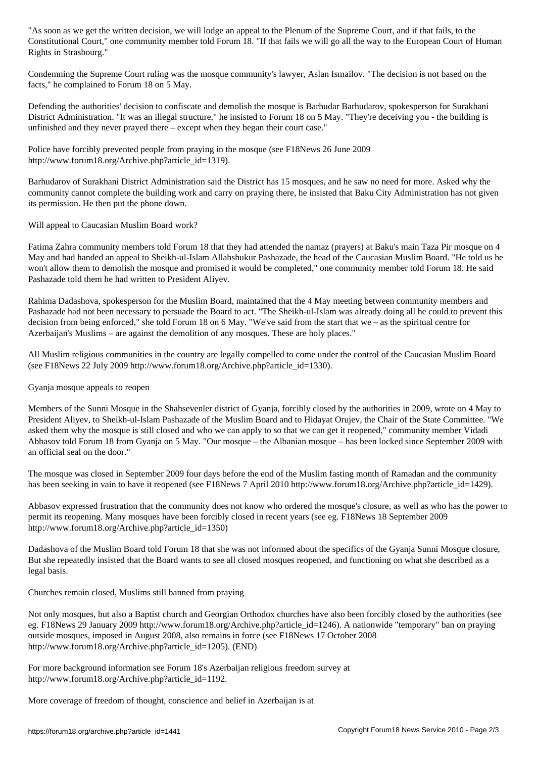"As soon as we get the written decision, we will lodge an appeal to the Plenum of the Supreme Court, and if that fails, to the Constitutional Court," one community member told Forum 18. "If that fails we will go all the way to the European Court of Human Rights in Strasbourg."

Condemning the Supreme Court ruling was the mosque community's lawyer, Aslan Ismailov. "The decision is not based on the facts," he complained to Forum 18 on 5 May.

Defending the authorities' decision to confiscate and demolish the mosque is Barhudar Barhudarov, spokesperson for Surakhani District Administration. "It was an illegal structure," he insisted to Forum 18 on 5 May. "They're deceiving you - the building is unfinished and they never prayed there – except when they began their court case."

Police have forcibly prevented people from praying in the mosque (see F18News 26 June 2009 http://www.forum18.org/Archive.php?article_id=1319).

Barhudarov of Surakhani District Administration said the District has 15 mosques, and he saw no need for more. Asked why the community cannot complete the building work and carry on praying there, he insisted that Baku City Administration has not given its permission. He then put the phone down.

## Will appeal to Caucasian Muslim Board work?

Fatima Zahra community members told Forum 18 that they had attended the namaz (prayers) at Baku's main Taza Pir mosque on 4 May and had handed an appeal to Sheikh-ul-Islam Allahshukur Pashazade, the head of the Caucasian Muslim Board. "He told us he won't allow them to demolish the mosque and promised it would be completed," one community member told Forum 18. He said Pashazade told them he had written to President Aliyev.

Rahima Dadashova, spokesperson for the Muslim Board, maintained that the 4 May meeting between community members and Pashazade had not been necessary to persuade the Board to act. "The Sheikh-ul-Islam was already doing all he could to prevent this decision from being enforced," she told Forum 18 on 6 May. "We've said from the start that we – as the spiritual centre for Azerbaijan's Muslims – are against the demolition of any mosques. These are holy places."

All Muslim religious communities in the country are legally compelled to come under the control of the Caucasian Muslim Board (see F18News 22 July 2009 http://www.forum18.org/Archive.php?article_id=1330).

## Gyanja mosque appeals to reopen

Members of the Sunni Mosque in the Shahsevenler district of Gyanja, forcibly closed by the authorities in 2009, wrote on 4 May to President Aliyev, to Sheikh-ul-Islam Pashazade of the Muslim Board and to Hidayat Orujev, the Chair of the State Committee. "We asked them why the mosque is still closed and who we can apply to so that we can get it reopened," community member Vidadi Abbasov told Forum 18 from Gyanja on 5 May. "Our mosque – the Albanian mosque – has been locked since September 2009 with an official seal on the door."

The mosque was closed in September 2009 four days before the end of the Muslim fasting month of Ramadan and the community has been seeking in vain to have it reopened (see F18News 7 April 2010 http://www.forum18.org/Archive.php?article_id=1429).

Abbasov expressed frustration that the community does not know who ordered the mosque's closure, as well as who has the power to permit its reopening. Many mosques have been forcibly closed in recent years (see eg. F18News 18 September 2009 http://www.forum18.org/Archive.php?article_id=1350)

Dadashova of the Muslim Board told Forum 18 that she was not informed about the specifics of the Gyanja Sunni Mosque closure, But she repeatedly insisted that the Board wants to see all closed mosques reopened, and functioning on what she described as a legal basis.

## Churches remain closed, Muslims still banned from praying

Not only mosques, but also a Baptist church and Georgian Orthodox churches have also been forcibly closed by the authorities (see eg. F18News 29 January 2009 http://www.forum18.org/Archive.php?article_id=1246). A nationwide "temporary" ban on praying outside mosques, imposed in August 2008, also remains in force (see F18News 17 October 2008 http://www.forum18.org/Archive.php?article_id=1205). (END)

For more background information see Forum 18's Azerbaijan religious freedom survey at http://www.forum18.org/Archive.php?article_id=1192.

More coverage of freedom of thought, conscience and belief in Azerbaijan is at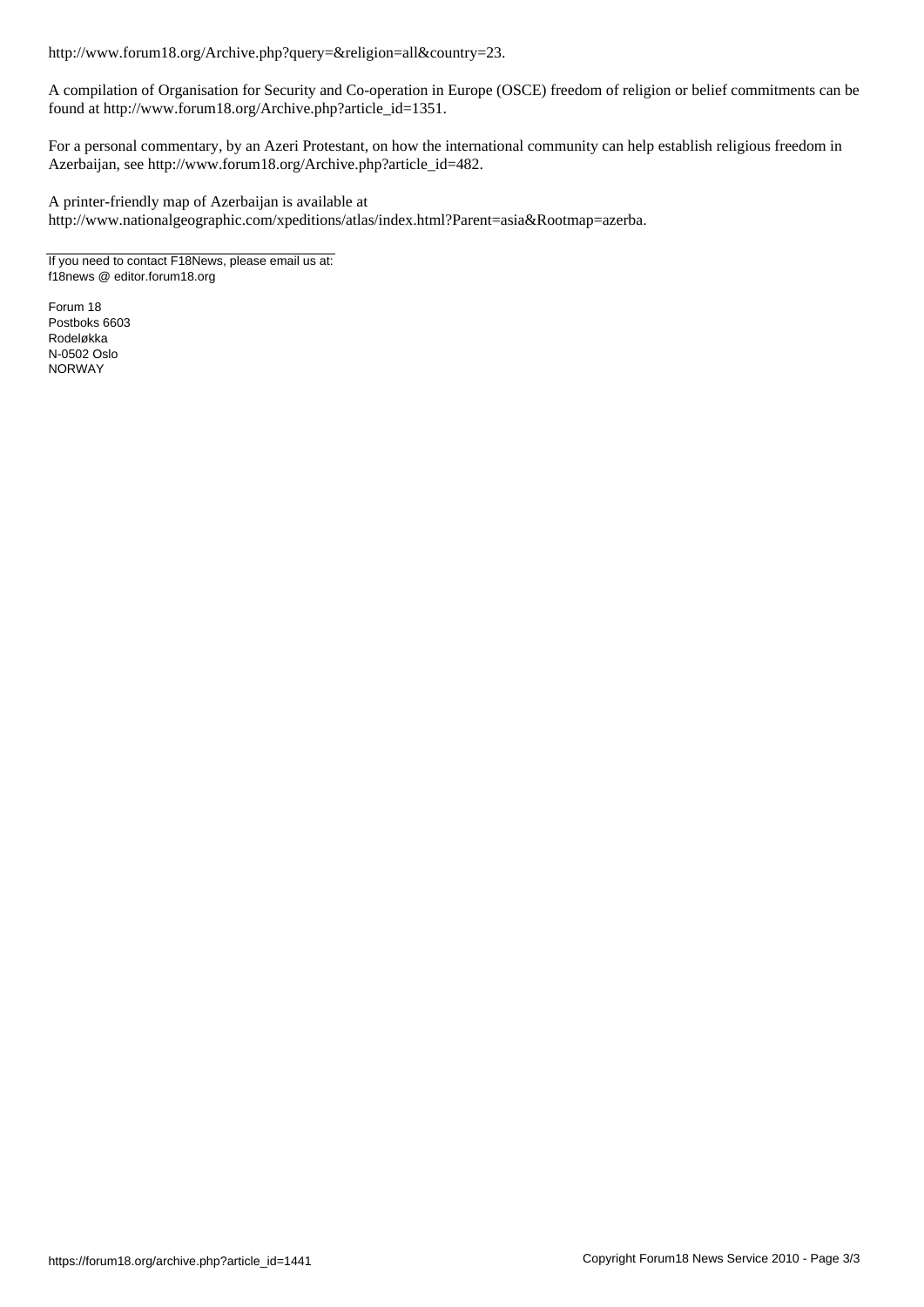http://www.forum18.org/Archive.php?query=&religion=all&country=23.

A compilation of Organisation for Security and Co-operation in Europe (OSCE) freedom of religion or belief commitments can be found at http://www.forum18.org/Archive.php?article_id=1351.

For a personal commentary, by an Azeri Protestant, on how the international community can help establish religious freedom in Azerbaijan, see http://www.forum18.org/Archive.php?article_id=482.

A printer-friendly map of Azerbaijan is available at http://www.nationalgeographic.com/xpeditions/atlas/index.html?Parent=asia&Rootmap=azerba.

---

If you need to contact F18News, please email us at:
f18news @ editor.forum18.org

Forum 18
Postboks 6603
Rodeløkka
N-0502 Oslo
NORWAY